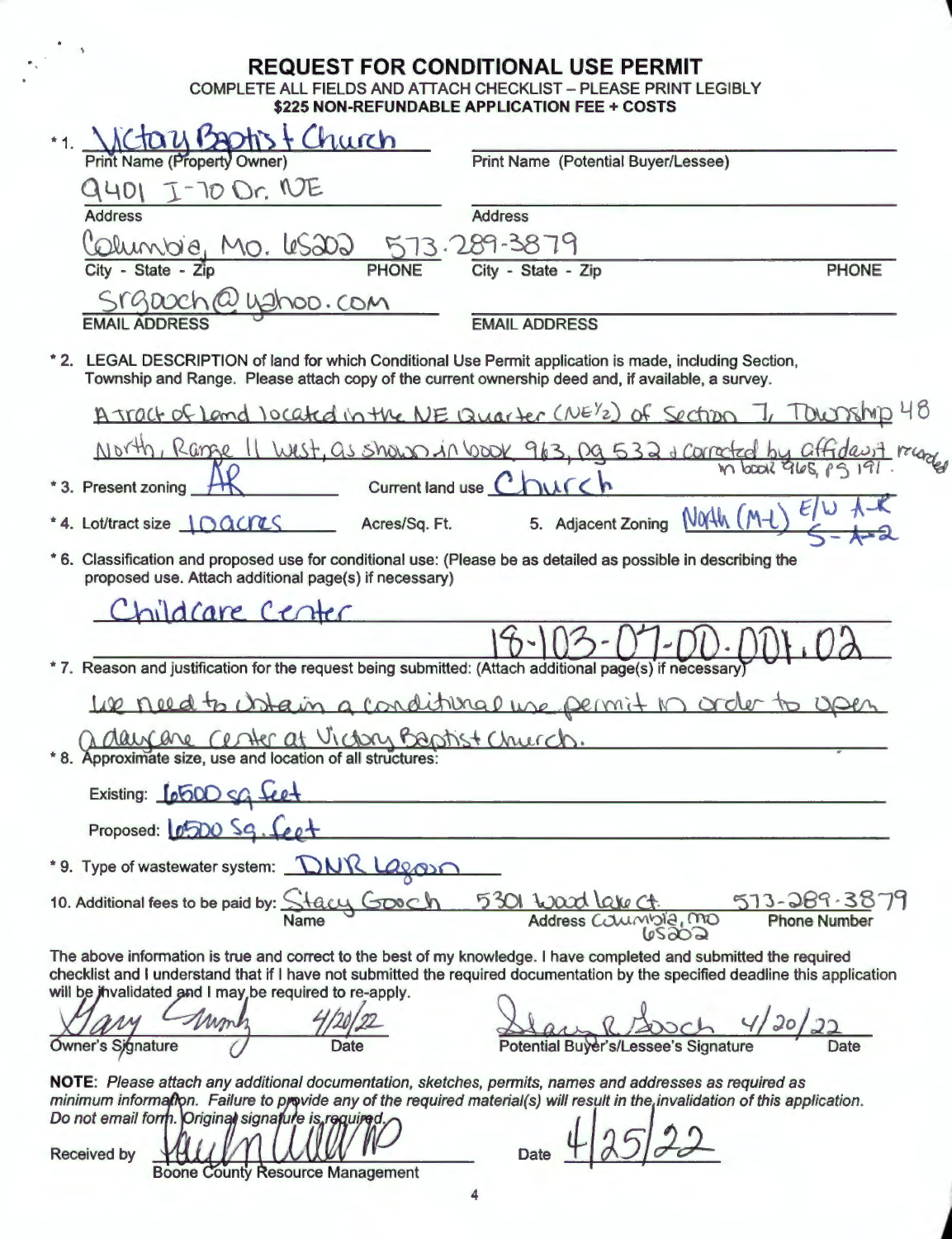# REQUEST FOR CONDITIONAL USE PERMIT

COMPLETE ALL FIELDS AND ATTACH CHECKLIST – PLEASE PRINT LEGIBLY

**$225 NON-REFUNDABLE APPLICATION FEE + COSTS**

*1. Print Name (Property Owner): Victory Baptist Church

Address: 9401 I-70 Dr. NE

City - State - Zip: Columbia, Mo. 65202 PHONE: 573-289-3879

EMAIL ADDRESS: Srgooch@yahoo.com

Print Name (Potential Buyer/Lessee):

Address:

City - State - Zip: PHONE:

EMAIL ADDRESS:

*2. LEGAL DESCRIPTION of land for which Conditional Use Permit application is made, including Section, Township and Range. Please attach copy of the current ownership deed and, if available, a survey.

A tract of land located in the NE Quarter (NE½) of Section 7, Township 48 North, Range 11 West, as shown in book 963, pg 532 & corrected by affidavit recorded in book 965, pg 191.

*3. Present zoning: AR Current land use: Church

*4. Lot/tract size: 10 acres Acres/Sq. Ft. 5. Adjacent Zoning: North (M-L) E/W A-R S-A-2

*6. Classification and proposed use for conditional use: (Please be as detailed as possible in describing the proposed use. Attach additional page(s) if necessary)

Childcare Center

18-103-07-00-001.02

*7. Reason and justification for the request being submitted: (Attach additional page(s) if necessary)

We need to obtain a conditional use permit in order to open a daycare center at Victory Baptist Church.

*8. Approximate size, use and location of all structures:

Existing: 6500 sq feet

Proposed: 6500 Sq. feet

*9. Type of wastewater system: DNR Lagoon

10. Additional fees to be paid by: Name: Stacy Gooch Address: 5301 Wood lake Ct. Columbia, MO 65202 Phone Number: 573-289-3879

The above information is true and correct to the best of my knowledge. I have completed and submitted the required checklist and I understand that if I have not submitted the required documentation by the specified deadline this application will be invalidated and I may be required to re-apply.

Owner's Signature: [signature] Date: 4/20/22

Potential Buyer's/Lessee's Signature: [signature] Date: 4/20/22

**NOTE**: *Please attach any additional documentation, sketches, permits, names and addresses as required as minimum information. Failure to provide any of the required material(s) will result in the invalidation of this application. Do not email form. Original signature is required.*

Received by: [signature] Boone County Resource Management Date: 4/25/22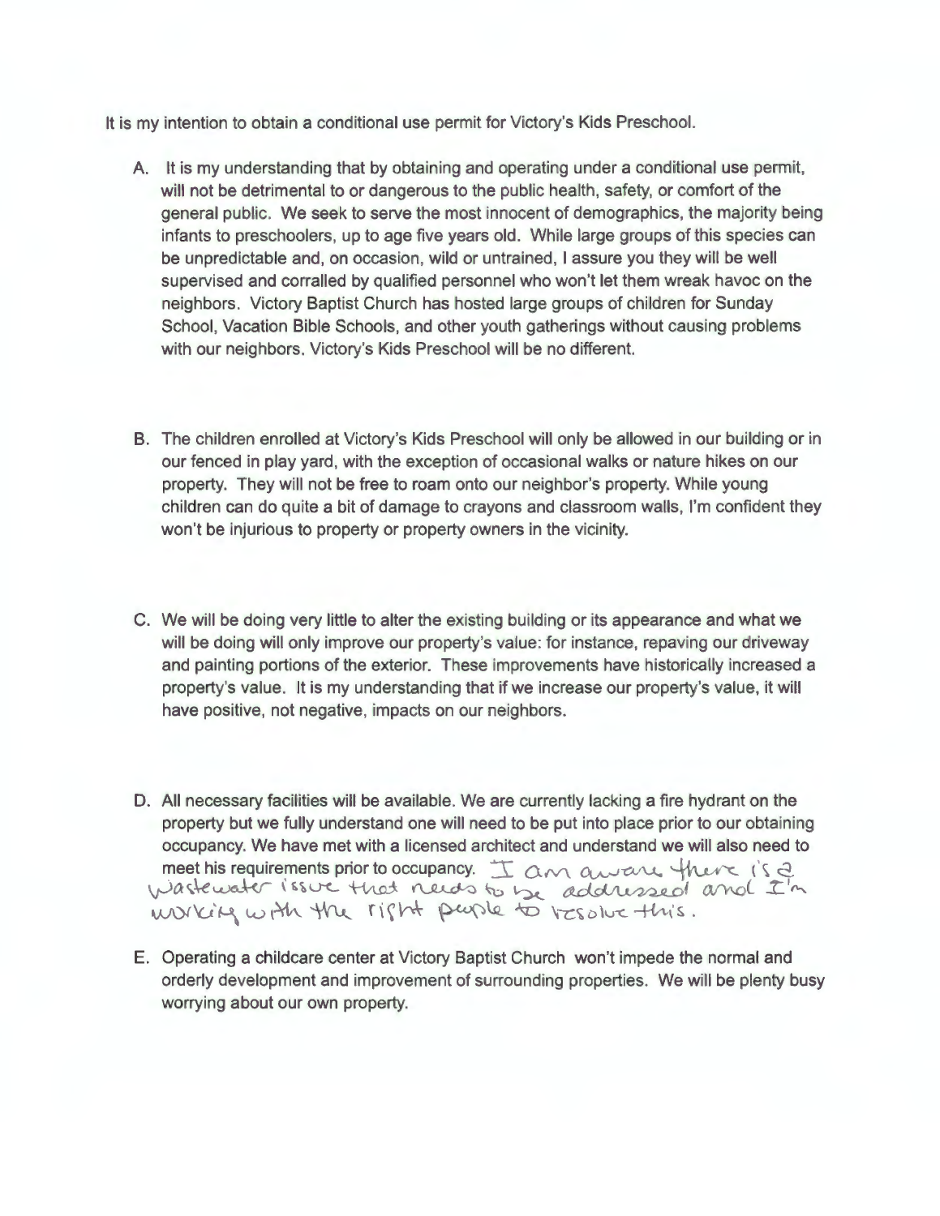It is my intention to obtain a conditional use permit for Victory's Kids Preschool.

A. It is my understanding that by obtaining and operating under a conditional use permit, will not be detrimental to or dangerous to the public health, safety, or comfort of the general public. We seek to serve the most innocent of demographics, the majority being infants to preschoolers, up to age five years old. While large groups of this species can be unpredictable and, on occasion, wild or untrained, I assure you they will be well supervised and corralled by qualified personnel who won't let them wreak havoc on the neighbors. Victory Baptist Church has hosted large groups of children for Sunday School, Vacation Bible Schools, and other youth gatherings without causing problems with our neighbors. Victory's Kids Preschool will be no different.

B. The children enrolled at Victory's Kids Preschool will only be allowed in our building or in our fenced in play yard, with the exception of occasional walks or nature hikes on our property. They will not be free to roam onto our neighbor's property. While young children can do quite a bit of damage to crayons and classroom walls, I'm confident they won't be injurious to property or property owners in the vicinity.

C. We will be doing very little to alter the existing building or its appearance and what we will be doing will only improve our property's value: for instance, repaving our driveway and painting portions of the exterior. These improvements have historically increased a property's value. It is my understanding that if we increase our property's value, it will have positive, not negative, impacts on our neighbors.

D. All necessary facilities will be available. We are currently lacking a fire hydrant on the property but we fully understand one will need to be put into place prior to our obtaining occupancy. We have met with a licensed architect and understand we will also need to meet his requirements prior to occupancy. I am aware there is a wastewater issue that needs to be addressed and I'm working with the right people to resolve this.

E. Operating a childcare center at Victory Baptist Church won't impede the normal and orderly development and improvement of surrounding properties. We will be plenty busy worrying about our own property.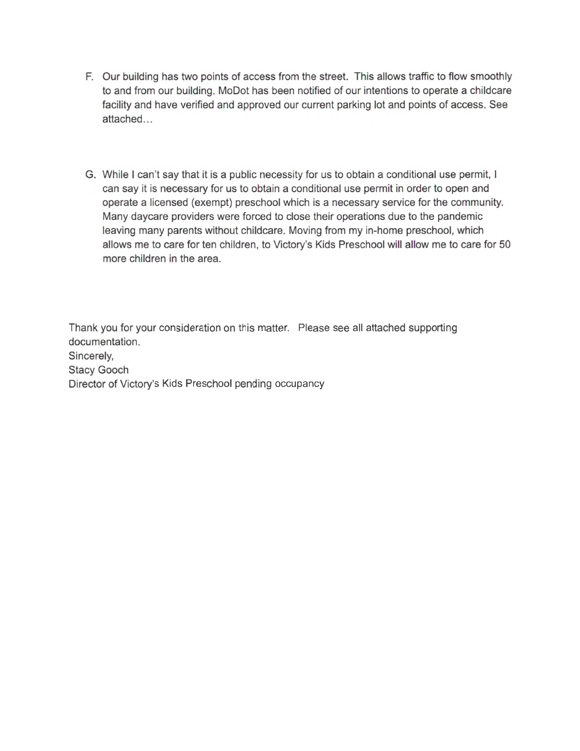F. Our building has two points of access from the street. This allows traffic to flow smoothly to and from our building. MoDot has been notified of our intentions to operate a childcare facility and have verified and approved our current parking lot and points of access. See attached…

G. While I can't say that it is a public necessity for us to obtain a conditional use permit, I can say it is necessary for us to obtain a conditional use permit in order to open and operate a licensed (exempt) preschool which is a necessary service for the community. Many daycare providers were forced to close their operations due to the pandemic leaving many parents without childcare. Moving from my in-home preschool, which allows me to care for ten children, to Victory's Kids Preschool will allow me to care for 50 more children in the area.

Thank you for your consideration on this matter. Please see all attached supporting documentation.
Sincerely,
Stacy Gooch
Director of Victory's Kids Preschool pending occupancy